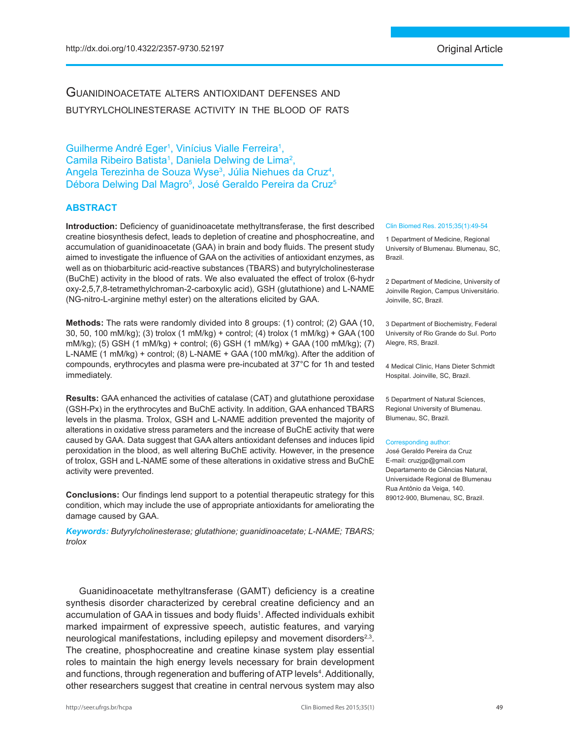Original Article

# Guanidinoacetate alters antioxidant defenses and butyrylcholinesterase activity in the blood of rats

Guilherme André Eger[1], Vinícius Vialle Ferreira[1], Camila Ribeiro Batista[1], Daniela Delwing de Lima[2], Angela Terezinha de Souza Wyse[3], Júlia Niehues da Cruz[4], Débora Delwing Dal Magro[5], José Geraldo Pereira da Cruz[5]

## ABSTRACT

**Introduction:** Deficiency of guanidinoacetate methyltransferase, the first described creatine biosynthesis defect, leads to depletion of creatine and phosphocreatine, and accumulation of guanidinoacetate (GAA) in brain and body fluids. The present study aimed to investigate the influence of GAA on the activities of antioxidant enzymes, as well as on thiobarbituric acid-reactive substances (TBARS) and butyrylcholinesterase (BuChE) activity in the blood of rats. We also evaluated the effect of trolox (6-hydroxy-2,5,7,8-tetramethylchroman-2-carboxylic acid), GSH (glutathione) and L-NAME (NG-nitro-L-arginine methyl ester) on the alterations elicited by GAA.

**Methods:** The rats were randomly divided into 8 groups: (1) control; (2) GAA (10, 30, 50, 100 mM/kg); (3) trolox (1 mM/kg) + control; (4) trolox (1 mM/kg) + GAA (100 mM/kg); (5) GSH (1 mM/kg) + control; (6) GSH (1 mM/kg) + GAA (100 mM/kg); (7) L-NAME (1 mM/kg) + control; (8) L-NAME + GAA (100 mM/kg). After the addition of compounds, erythrocytes and plasma were pre-incubated at 37°C for 1h and tested immediately.

**Results:** GAA enhanced the activities of catalase (CAT) and glutathione peroxidase (GSH-Px) in the erythrocytes and BuChE activity. In addition, GAA enhanced TBARS levels in the plasma. Trolox, GSH and L-NAME addition prevented the majority of alterations in oxidative stress parameters and the increase of BuChE activity that were caused by GAA. Data suggest that GAA alters antioxidant defenses and induces lipid peroxidation in the blood, as well altering BuChE activity. However, in the presence of trolox, GSH and L-NAME some of these alterations in oxidative stress and BuChE activity were prevented.

**Conclusions:** Our findings lend support to a potential therapeutic strategy for this condition, which may include the use of appropriate antioxidants for ameliorating the damage caused by GAA.

***Keywords:*** *Butyrylcholinesterase; glutathione; guanidinoacetate; L-NAME; TBARS; trolox*

1 Department of Medicine, Regional University of Blumenau. Blumenau, SC, Brazil.

2 Department of Medicine, University of Joinville Region, Campus Universitário. Joinville, SC, Brazil.

3 Department of Biochemistry, Federal University of Rio Grande do Sul. Porto Alegre, RS, Brazil.

4 Medical Clinic, Hans Dieter Schmidt Hospital. Joinville, SC, Brazil.

5 Department of Natural Sciences, Regional University of Blumenau. Blumenau, SC, Brazil.

Corresponding author:
José Geraldo Pereira da Cruz
E-mail: cruzjgp@gmail.com
Departamento de Ciências Natural, Universidade Regional de Blumenau
Rua Antônio da Veiga, 140.
89012-900, Blumenau, SC, Brazil.

Guanidinoacetate methyltransferase (GAMT) deficiency is a creatine synthesis disorder characterized by cerebral creatine deficiency and an accumulation of GAA in tissues and body fluids[1]. Affected individuals exhibit marked impairment of expressive speech, autistic features, and varying neurological manifestations, including epilepsy and movement disorders[2,3]. The creatine, phosphocreatine and creatine kinase system play essential roles to maintain the high energy levels necessary for brain development and functions, through regeneration and buffering of ATP levels[4]. Additionally, other researchers suggest that creatine in central nervous system may also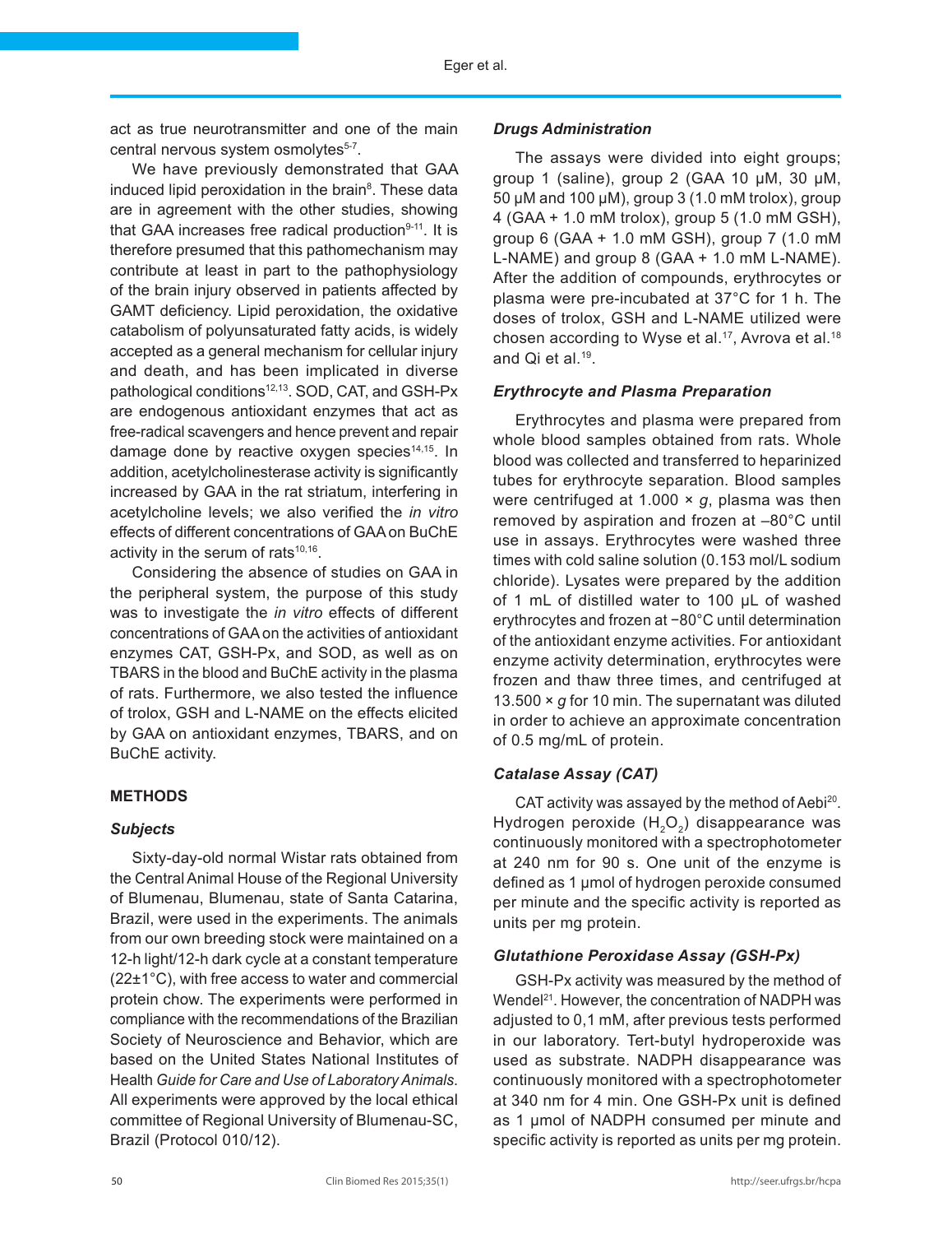act as true neurotransmitter and one of the main central nervous system osmolytes[5-7].

We have previously demonstrated that GAA induced lipid peroxidation in the brain[8]. These data are in agreement with the other studies, showing that GAA increases free radical production[9-11]. It is therefore presumed that this pathomechanism may contribute at least in part to the pathophysiology of the brain injury observed in patients affected by GAMT deficiency. Lipid peroxidation, the oxidative catabolism of polyunsaturated fatty acids, is widely accepted as a general mechanism for cellular injury and death, and has been implicated in diverse pathological conditions[12,13]. SOD, CAT, and GSH-Px are endogenous antioxidant enzymes that act as free-radical scavengers and hence prevent and repair damage done by reactive oxygen species[14,15]. In addition, acetylcholinesterase activity is significantly increased by GAA in the rat striatum, interfering in acetylcholine levels; we also verified the *in vitro* effects of different concentrations of GAA on BuChE activity in the serum of rats[10,16].

Considering the absence of studies on GAA in the peripheral system, the purpose of this study was to investigate the *in vitro* effects of different concentrations of GAA on the activities of antioxidant enzymes CAT, GSH-Px, and SOD, as well as on TBARS in the blood and BuChE activity in the plasma of rats. Furthermore, we also tested the influence of trolox, GSH and L-NAME on the effects elicited by GAA on antioxidant enzymes, TBARS, and on BuChE activity.

## METHODS

### *Subjects*

Sixty-day-old normal Wistar rats obtained from the Central Animal House of the Regional University of Blumenau, Blumenau, state of Santa Catarina, Brazil, were used in the experiments. The animals from our own breeding stock were maintained on a 12-h light/12-h dark cycle at a constant temperature (22±1°C), with free access to water and commercial protein chow. The experiments were performed in compliance with the recommendations of the Brazilian Society of Neuroscience and Behavior, which are based on the United States National Institutes of Health *Guide for Care and Use of Laboratory Animals*. All experiments were approved by the local ethical committee of Regional University of Blumenau-SC, Brazil (Protocol 010/12).

### *Drugs Administration*

The assays were divided into eight groups; group 1 (saline), group 2 (GAA 10 μM, 30 μM, 50 μM and 100 μM), group 3 (1.0 mM trolox), group 4 (GAA + 1.0 mM trolox), group 5 (1.0 mM GSH), group 6 (GAA + 1.0 mM GSH), group 7 (1.0 mM L-NAME) and group 8 (GAA + 1.0 mM L-NAME). After the addition of compounds, erythrocytes or plasma were pre-incubated at 37°C for 1 h. The doses of trolox, GSH and L-NAME utilized were chosen according to Wyse et al.[17], Avrova et al.[18] and Qi et al.[19].

### *Erythrocyte and Plasma Preparation*

Erythrocytes and plasma were prepared from whole blood samples obtained from rats. Whole blood was collected and transferred to heparinized tubes for erythrocyte separation. Blood samples were centrifuged at 1.000 × *g*, plasma was then removed by aspiration and frozen at –80°C until use in assays. Erythrocytes were washed three times with cold saline solution (0.153 mol/L sodium chloride). Lysates were prepared by the addition of 1 mL of distilled water to 100 μL of washed erythrocytes and frozen at −80°C until determination of the antioxidant enzyme activities. For antioxidant enzyme activity determination, erythrocytes were frozen and thaw three times, and centrifuged at 13.500 × *g* for 10 min. The supernatant was diluted in order to achieve an approximate concentration of 0.5 mg/mL of protein.

### *Catalase Assay (CAT)*

CAT activity was assayed by the method of Aebi[20]. Hydrogen peroxide ($H_2O_2$) disappearance was continuously monitored with a spectrophotometer at 240 nm for 90 s. One unit of the enzyme is defined as 1 μmol of hydrogen peroxide consumed per minute and the specific activity is reported as units per mg protein.

### *Glutathione Peroxidase Assay (GSH-Px)*

GSH-Px activity was measured by the method of Wendel[21]. However, the concentration of NADPH was adjusted to 0,1 mM, after previous tests performed in our laboratory. Tert-butyl hydroperoxide was used as substrate. NADPH disappearance was continuously monitored with a spectrophotometer at 340 nm for 4 min. One GSH-Px unit is defined as 1 μmol of NADPH consumed per minute and specific activity is reported as units per mg protein.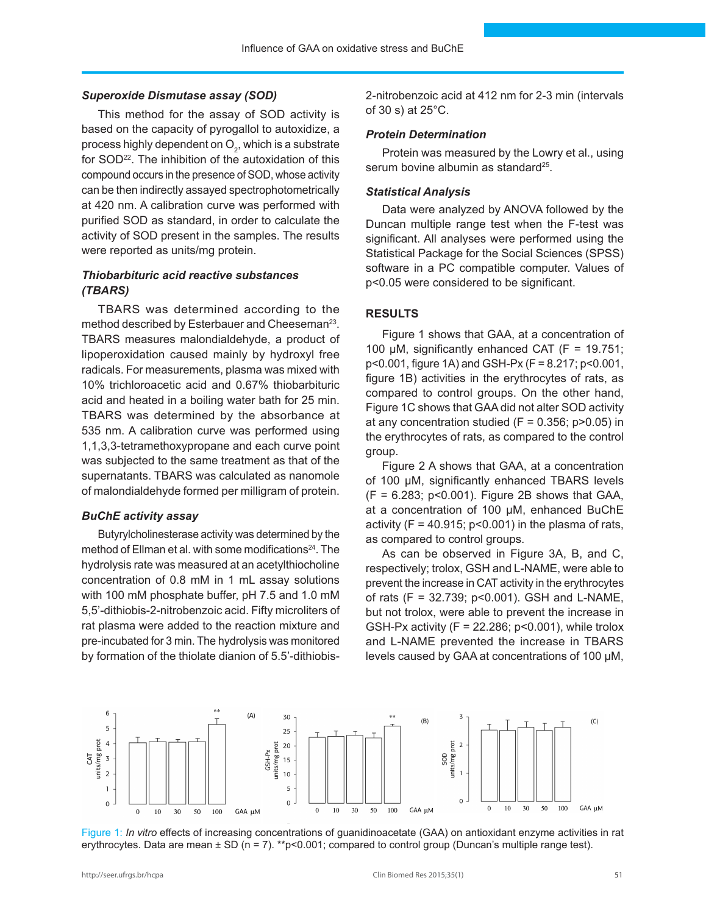### *Superoxide Dismutase assay (SOD)*

This method for the assay of SOD activity is based on the capacity of pyrogallol to autoxidize, a process highly dependent on $O_2$, which is a substrate for SOD[22]. The inhibition of the autoxidation of this compound occurs in the presence of SOD, whose activity can be then indirectly assayed spectrophotometrically at 420 nm. A calibration curve was performed with purified SOD as standard, in order to calculate the activity of SOD present in the samples. The results were reported as units/mg protein.

### *Thiobarbituric acid reactive substances (TBARS)*

TBARS was determined according to the method described by Esterbauer and Cheeseman[23]. TBARS measures malondialdehyde, a product of lipoperoxidation caused mainly by hydroxyl free radicals. For measurements, plasma was mixed with 10% trichloroacetic acid and 0.67% thiobarbituric acid and heated in a boiling water bath for 25 min. TBARS was determined by the absorbance at 535 nm. A calibration curve was performed using 1,1,3,3-tetramethoxypropane and each curve point was subjected to the same treatment as that of the supernatants. TBARS was calculated as nanomole of malondialdehyde formed per milligram of protein.

### *BuChE activity assay*

Butyrylcholinesterase activity was determined by the method of Ellman et al. with some modifications[24]. The hydrolysis rate was measured at an acetylthiocholine concentration of 0.8 mM in 1 mL assay solutions with 100 mM phosphate buffer, pH 7.5 and 1.0 mM 5,5'-dithiobis-2-nitrobenzoic acid. Fifty microliters of rat plasma were added to the reaction mixture and pre-incubated for 3 min. The hydrolysis was monitored by formation of the thiolate dianion of 5.5'-dithiobis-2-nitrobenzoic acid at 412 nm for 2-3 min (intervals of 30 s) at 25°C.

### *Protein Determination*

Protein was measured by the Lowry et al., using serum bovine albumin as standard[25].

### *Statistical Analysis*

Data were analyzed by ANOVA followed by the Duncan multiple range test when the F-test was significant. All analyses were performed using the Statistical Package for the Social Sciences (SPSS) software in a PC compatible computer. Values of $p<0.05$ were considered to be significant.

## RESULTS

Figure 1 shows that GAA, at a concentration of 100 μM, significantly enhanced CAT ($F = 19.751$; $p<0.001$, figure 1A) and GSH-Px ($F = 8.217$; $p<0.001$, figure 1B) activities in the erythrocytes of rats, as compared to control groups. On the other hand, Figure 1C shows that GAA did not alter SOD activity at any concentration studied ($F = 0.356$; $p>0.05$) in the erythrocytes of rats, as compared to the control group.

Figure 2 A shows that GAA, at a concentration of 100 μM, significantly enhanced TBARS levels ($F = 6.283$; $p<0.001$). Figure 2B shows that GAA, at a concentration of 100 μM, enhanced BuChE activity ($F = 40.915$; $p<0.001$) in the plasma of rats, as compared to control groups.

As can be observed in Figure 3A, B, and C, respectively; trolox, GSH and L-NAME, were able to prevent the increase in CAT activity in the erythrocytes of rats ($F = 32.739$; $p<0.001$). GSH and L-NAME, but not trolox, were able to prevent the increase in GSH-Px activity ($F = 22.286$; $p<0.001$), while trolox and L-NAME prevented the increase in TBARS levels caused by GAA at concentrations of 100 μM,

Figure 1: *In vitro* effects of increasing concentrations of guanidinoacetate (GAA) on antioxidant enzyme activities in rat erythrocytes. Data are mean ± SD (n = 7). **$p<0.001$; compared to control group (Duncan's multiple range test).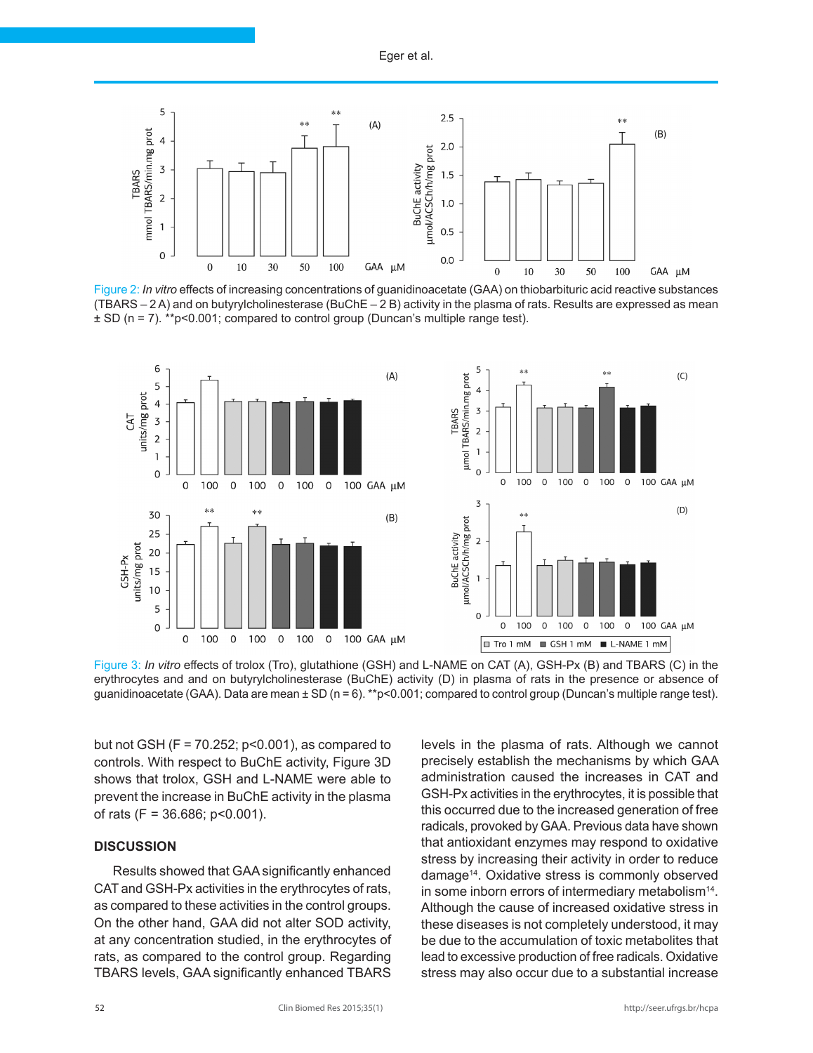Figure 2: *In vitro* effects of increasing concentrations of guanidinoacetate (GAA) on thiobarbituric acid reactive substances (TBARS – 2 A) and on butyrylcholinesterase (BuChE – 2 B) activity in the plasma of rats. Results are expressed as mean ± SD (n = 7). **p<0.001; compared to control group (Duncan's multiple range test).

Figure 3: *In vitro* effects of trolox (Tro), glutathione (GSH) and L-NAME on CAT (A), GSH-Px (B) and TBARS (C) in the erythrocytes and and on butyrylcholinesterase (BuChE) activity (D) in plasma of rats in the presence or absence of guanidinoacetate (GAA). Data are mean ± SD (n = 6). **p<0.001; compared to control group (Duncan's multiple range test).

but not GSH (F = 70.252; p<0.001), as compared to controls. With respect to BuChE activity, Figure 3D shows that trolox, GSH and L-NAME were able to prevent the increase in BuChE activity in the plasma of rats (F = 36.686; p<0.001).

## DISCUSSION

Results showed that GAA significantly enhanced CAT and GSH-Px activities in the erythrocytes of rats, as compared to these activities in the control groups. On the other hand, GAA did not alter SOD activity, at any concentration studied, in the erythrocytes of rats, as compared to the control group. Regarding TBARS levels, GAA significantly enhanced TBARS levels in the plasma of rats. Although we cannot precisely establish the mechanisms by which GAA administration caused the increases in CAT and GSH-Px activities in the erythrocytes, it is possible that this occurred due to the increased generation of free radicals, provoked by GAA. Previous data have shown that antioxidant enzymes may respond to oxidative stress by increasing their activity in order to reduce damage[14]. Oxidative stress is commonly observed in some inborn errors of intermediary metabolism[14]. Although the cause of increased oxidative stress in these diseases is not completely understood, it may be due to the accumulation of toxic metabolites that lead to excessive production of free radicals. Oxidative stress may also occur due to a substantial increase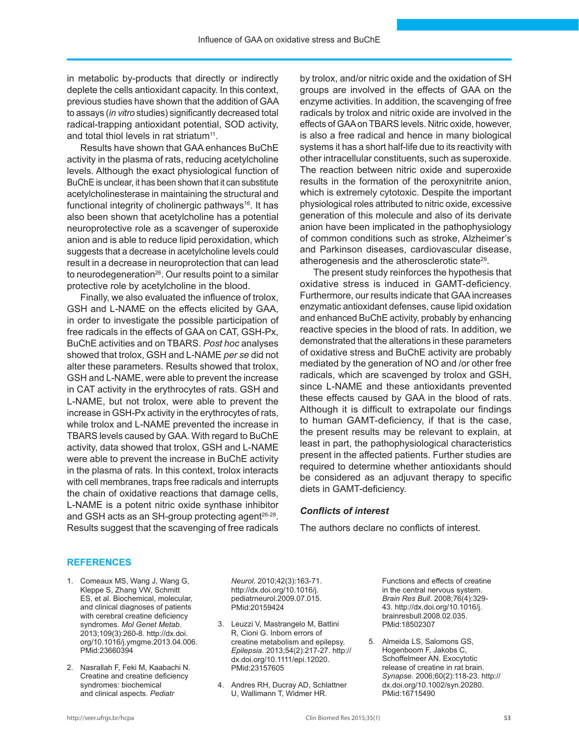in metabolic by-products that directly or indirectly deplete the cells antioxidant capacity. In this context, previous studies have shown that the addition of GAA to assays (*in vitro* studies) significantly decreased total radical-trapping antioxidant potential, SOD activity, and total thiol levels in rat striatum[11].

Results have shown that GAA enhances BuChE activity in the plasma of rats, reducing acetylcholine levels. Although the exact physiological function of BuChE is unclear, it has been shown that it can substitute acetylcholinesterase in maintaining the structural and functional integrity of cholinergic pathways[16]. It has also been shown that acetylcholine has a potential neuroprotective role as a scavenger of superoxide anion and is able to reduce lipid peroxidation, which suggests that a decrease in acetylcholine levels could result in a decrease in neuroprotection that can lead to neurodegeneration[26]. Our results point to a similar protective role by acetylcholine in the blood.

Finally, we also evaluated the influence of trolox, GSH and L-NAME on the effects elicited by GAA, in order to investigate the possible participation of free radicals in the effects of GAA on CAT, GSH-Px, BuChE activities and on TBARS. *Post hoc* analyses showed that trolox, GSH and L-NAME *per se* did not alter these parameters. Results showed that trolox, GSH and L-NAME, were able to prevent the increase in CAT activity in the erythrocytes of rats. GSH and L-NAME, but not trolox, were able to prevent the increase in GSH-Px activity in the erythrocytes of rats, while trolox and L-NAME prevented the increase in TBARS levels caused by GAA. With regard to BuChE activity, data showed that trolox, GSH and L-NAME were able to prevent the increase in BuChE activity in the plasma of rats. In this context, trolox interacts with cell membranes, traps free radicals and interrupts the chain of oxidative reactions that damage cells, L-NAME is a potent nitric oxide synthase inhibitor and GSH acts as an SH-group protecting agent[26-28]. Results suggest that the scavenging of free radicals by trolox, and/or nitric oxide and the oxidation of SH groups are involved in the effects of GAA on the enzyme activities. In addition, the scavenging of free radicals by trolox and nitric oxide are involved in the effects of GAA on TBARS levels. Nitric oxide, however, is also a free radical and hence in many biological systems it has a short half-life due to its reactivity with other intracellular constituents, such as superoxide. The reaction between nitric oxide and superoxide results in the formation of the peroxynitrite anion, which is extremely cytotoxic. Despite the important physiological roles attributed to nitric oxide, excessive generation of this molecule and also of its derivate anion have been implicated in the pathophysiology of common conditions such as stroke, Alzheimer's and Parkinson diseases, cardiovascular disease, atherogenesis and the atherosclerotic state[29].

The present study reinforces the hypothesis that oxidative stress is induced in GAMT-deficiency. Furthermore, our results indicate that GAA increases enzymatic antioxidant defenses, cause lipid oxidation and enhanced BuChE activity, probably by enhancing reactive species in the blood of rats. In addition, we demonstrated that the alterations in these parameters of oxidative stress and BuChE activity are probably mediated by the generation of NO and /or other free radicals, which are scavenged by trolox and GSH, since L-NAME and these antioxidants prevented these effects caused by GAA in the blood of rats. Although it is difficult to extrapolate our findings to human GAMT-deficiency, if that is the case, the present results may be relevant to explain, at least in part, the pathophysiological characteristics present in the affected patients. Further studies are required to determine whether antioxidants should be considered as an adjuvant therapy to specific diets in GAMT-deficiency.

### *Conflicts of interest*

The authors declare no conflicts of interest.

## REFERENCES

1. Comeaux MS, Wang J, Wang G, Kleppe S, Zhang VW, Schmitt ES, et al. Biochemical, molecular, and clinical diagnoses of patients with cerebral creatine deficiency syndromes. *Mol Genet Metab*. 2013;109(3):260-8. http://dx.doi.org/10.1016/j.ymgme.2013.04.006. PMid:23660394

2. Nasrallah F, Feki M, Kaabachi N. Creatine and creatine deficiency syndromes: biochemical and clinical aspects. *Pediatr Neurol*. 2010;42(3):163-71. http://dx.doi.org/10.1016/j.pediatrneurol.2009.07.015. PMid:20159424

3. Leuzzi V, Mastrangelo M, Battini R, Cioni G. Inborn errors of creatine metabolism and epilepsy. *Epilepsia*. 2013;54(2):217-27. http://dx.doi.org/10.1111/epi.12020. PMid:23157605

4. Andres RH, Ducray AD, Schlattner U, Wallimann T, Widmer HR. Functions and effects of creatine in the central nervous system. *Brain Res Bull*. 2008;76(4):329-43. http://dx.doi.org/10.1016/j.brainresbull.2008.02.035. PMid:18502307

5. Almeida LS, Salomons GS, Hogenboom F, Jakobs C, Schoffelmeer AN. Exocytotic release of creatine in rat brain. *Synapse*. 2006;60(2):118-23. http://dx.doi.org/10.1002/syn.20280. PMid:16715490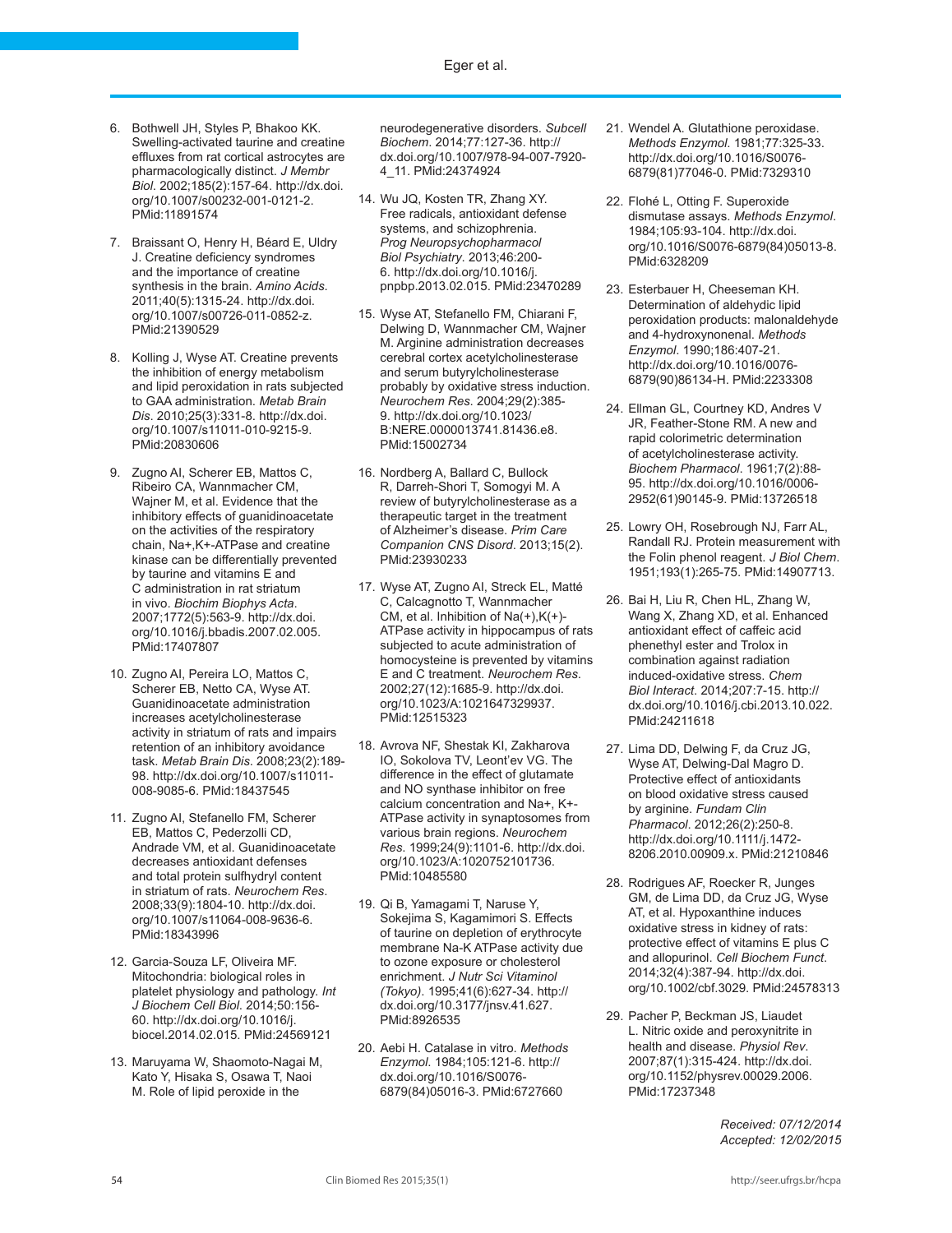6. Bothwell JH, Styles P, Bhakoo KK. Swelling-activated taurine and creatine effluxes from rat cortical astrocytes are pharmacologically distinct. *J Membr Biol*. 2002;185(2):157-64. http://dx.doi.org/10.1007/s00232-001-0121-2. PMid:11891574

7. Braissant O, Henry H, Béard E, Uldry J. Creatine deficiency syndromes and the importance of creatine synthesis in the brain. *Amino Acids*. 2011;40(5):1315-24. http://dx.doi.org/10.1007/s00726-011-0852-z. PMid:21390529

8. Kolling J, Wyse AT. Creatine prevents the inhibition of energy metabolism and lipid peroxidation in rats subjected to GAA administration. *Metab Brain Dis*. 2010;25(3):331-8. http://dx.doi.org/10.1007/s11011-010-9215-9. PMid:20830606

9. Zugno AI, Scherer EB, Mattos C, Ribeiro CA, Wannmacher CM, Wajner M, et al. Evidence that the inhibitory effects of guanidinoacetate on the activities of the respiratory chain, Na+,K+-ATPase and creatine kinase can be differentially prevented by taurine and vitamins E and C administration in rat striatum in vivo. *Biochim Biophys Acta*. 2007;1772(5):563-9. http://dx.doi.org/10.1016/j.bbadis.2007.02.005. PMid:17407807

10. Zugno AI, Pereira LO, Mattos C, Scherer EB, Netto CA, Wyse AT. Guanidinoacetate administration increases acetylcholinesterase activity in striatum of rats and impairs retention of an inhibitory avoidance task. *Metab Brain Dis*. 2008;23(2):189-98. http://dx.doi.org/10.1007/s11011-008-9085-6. PMid:18437545

11. Zugno AI, Stefanello FM, Scherer EB, Mattos C, Pederzolli CD, Andrade VM, et al. Guanidinoacetate decreases antioxidant defenses and total protein sulfhydryl content in striatum of rats. *Neurochem Res*. 2008;33(9):1804-10. http://dx.doi.org/10.1007/s11064-008-9636-6. PMid:18343996

12. Garcia-Souza LF, Oliveira MF. Mitochondria: biological roles in platelet physiology and pathology. *Int J Biochem Cell Biol*. 2014;50:156-60. http://dx.doi.org/10.1016/j.biocel.2014.02.015. PMid:24569121

13. Maruyama W, Shaomoto-Nagai M, Kato Y, Hisaka S, Osawa T, Naoi M. Role of lipid peroxide in the neurodegenerative disorders. *Subcell Biochem*. 2014;77:127-36. http://dx.doi.org/10.1007/978-94-007-7920-4_11. PMid:24374924

14. Wu JQ, Kosten TR, Zhang XY. Free radicals, antioxidant defense systems, and schizophrenia. *Prog Neuropsychopharmacol Biol Psychiatry*. 2013;46:200-6. http://dx.doi.org/10.1016/j.pnpbp.2013.02.015. PMid:23470289

15. Wyse AT, Stefanello FM, Chiarani F, Delwing D, Wannmacher CM, Wajner M. Arginine administration decreases cerebral cortex acetylcholinesterase and serum butyrylcholinesterase probably by oxidative stress induction. *Neurochem Res*. 2004;29(2):385-9. http://dx.doi.org/10.1023/B:NERE.0000013741.81436.e8. PMid:15002734

16. Nordberg A, Ballard C, Bullock R, Darreh-Shori T, Somogyi M. A review of butyrylcholinesterase as a therapeutic target in the treatment of Alzheimer's disease. *Prim Care Companion CNS Disord*. 2013;15(2). PMid:23930233

17. Wyse AT, Zugno AI, Streck EL, Matté C, Calcagnotto T, Wannmacher CM, et al. Inhibition of Na(+),K(+)-ATPase activity in hippocampus of rats subjected to acute administration of homocysteine is prevented by vitamins E and C treatment. *Neurochem Res*. 2002;27(12):1685-9. http://dx.doi.org/10.1023/A:1021647329937. PMid:12515323

18. Avrova NF, Shestak KI, Zakharova IO, Sokolova TV, Leont'ev VG. The difference in the effect of glutamate and NO synthase inhibitor on free calcium concentration and Na+, K+-ATPase activity in synaptosomes from various brain regions. *Neurochem Res*. 1999;24(9):1101-6. http://dx.doi.org/10.1023/A:1020752101736. PMid:10485580

19. Qi B, Yamagami T, Naruse Y, Sokejima S, Kagamimori S. Effects of taurine on depletion of erythrocyte membrane Na-K ATPase activity due to ozone exposure or cholesterol enrichment. *J Nutr Sci Vitaminol (Tokyo)*. 1995;41(6):627-34. http://dx.doi.org/10.3177/jnsv.41.627. PMid:8926535

20. Aebi H. Catalase in vitro. *Methods Enzymol*. 1984;105:121-6. http://dx.doi.org/10.1016/S0076-6879(84)05016-3. PMid:6727660

21. Wendel A. Glutathione peroxidase. *Methods Enzymol*. 1981;77:325-33. http://dx.doi.org/10.1016/S0076-6879(81)77046-0. PMid:7329310

22. Flohé L, Otting F. Superoxide dismutase assays. *Methods Enzymol*. 1984;105:93-104. http://dx.doi.org/10.1016/S0076-6879(84)05013-8. PMid:6328209

23. Esterbauer H, Cheeseman KH. Determination of aldehydic lipid peroxidation products: malonaldehyde and 4-hydroxynonenal. *Methods Enzymol*. 1990;186:407-21. http://dx.doi.org/10.1016/0076-6879(90)86134-H. PMid:2233308

24. Ellman GL, Courtney KD, Andres V JR, Feather-Stone RM. A new and rapid colorimetric determination of acetylcholinesterase activity. *Biochem Pharmacol*. 1961;7(2):88-95. http://dx.doi.org/10.1016/0006-2952(61)90145-9. PMid:13726518

25. Lowry OH, Rosebrough NJ, Farr AL, Randall RJ. Protein measurement with the Folin phenol reagent. *J Biol Chem*. 1951;193(1):265-75. PMid:14907713.

26. Bai H, Liu R, Chen HL, Zhang W, Wang X, Zhang XD, et al. Enhanced antioxidant effect of caffeic acid phenethyl ester and Trolox in combination against radiation induced-oxidative stress. *Chem Biol Interact*. 2014;207:7-15. http://dx.doi.org/10.1016/j.cbi.2013.10.022. PMid:24211618

27. Lima DD, Delwing F, da Cruz JG, Wyse AT, Delwing-Dal Magro D. Protective effect of antioxidants on blood oxidative stress caused by arginine. *Fundam Clin Pharmacol*. 2012;26(2):250-8. http://dx.doi.org/10.1111/j.1472-8206.2010.00909.x. PMid:21210846

28. Rodrigues AF, Roecker R, Junges GM, de Lima DD, da Cruz JG, Wyse AT, et al. Hypoxanthine induces oxidative stress in kidney of rats: protective effect of vitamins E plus C and allopurinol. *Cell Biochem Funct*. 2014;32(4):387-94. http://dx.doi.org/10.1002/cbf.3029. PMid:24578313

29. Pacher P, Beckman JS, Liaudet L. Nitric oxide and peroxynitrite in health and disease. *Physiol Rev*. 2007;87(1):315-424. http://dx.doi.org/10.1152/physrev.00029.2006. PMid:17237348

*Received: 07/12/2014*
*Accepted: 12/02/2015*